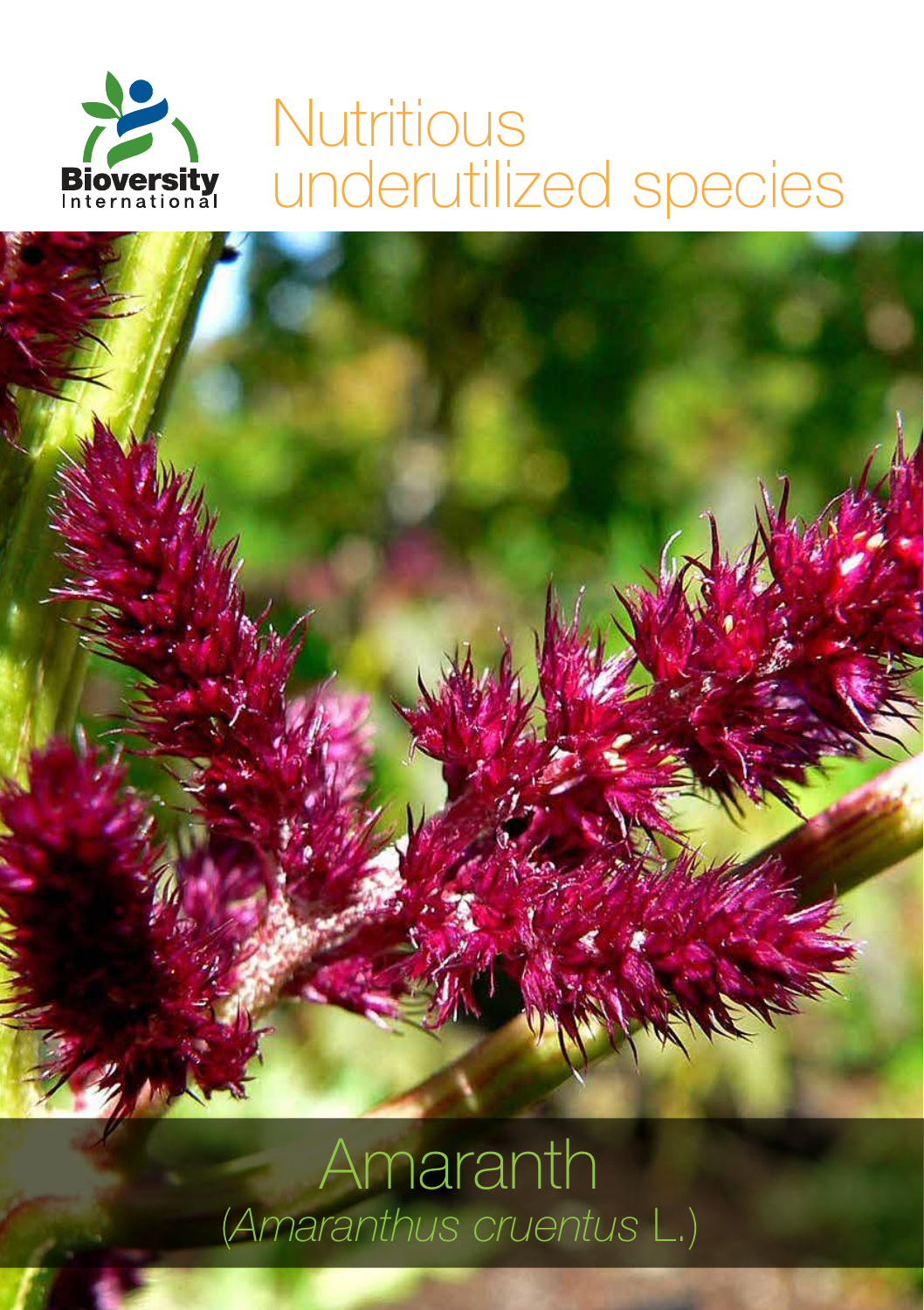Bioversity International

# Nutritious underutilized species

# Amaranth

*(Amaranthus cruentus L.)*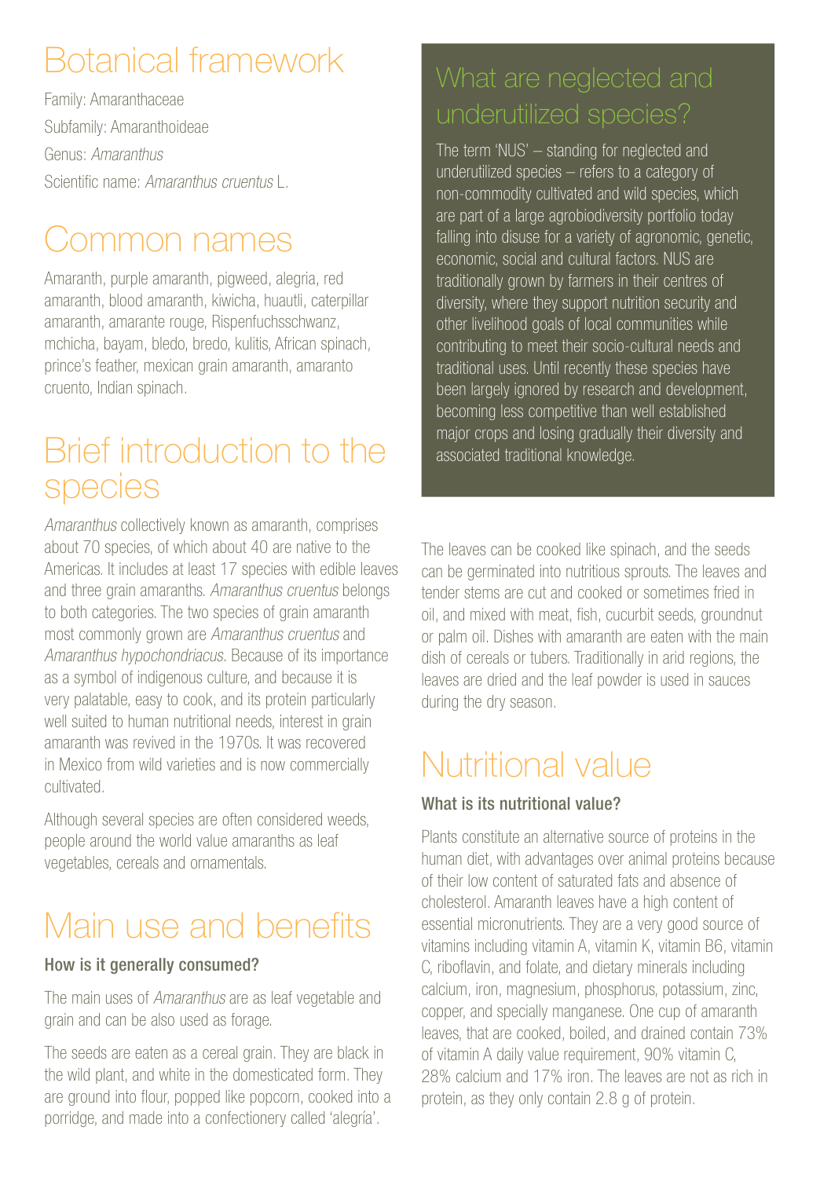# Botanical framework

Family: Amaranthaceae

Subfamily: Amaranthoideae

Genus: *Amaranthus*

Scientific name: *Amaranthus cruentus* L.

# Common names

Amaranth, purple amaranth, pigweed, alegria, red amaranth, blood amaranth, kiwicha, huautli, caterpillar amaranth, amarante rouge, Rispenfuchsschwanz, mchicha, bayam, bledo, bredo, kulitis, African spinach, prince's feather, mexican grain amaranth, amaranto cruento, Indian spinach.

# Brief introduction to the species

*Amaranthus* collectively known as amaranth, comprises about 70 species, of which about 40 are native to the Americas. It includes at least 17 species with edible leaves and three grain amaranths. *Amaranthus cruentus* belongs to both categories. The two species of grain amaranth most commonly grown are *Amaranthus cruentus* and *Amaranthus hypochondriacus*. Because of its importance as a symbol of indigenous culture, and because it is very palatable, easy to cook, and its protein particularly well suited to human nutritional needs, interest in grain amaranth was revived in the 1970s. It was recovered in Mexico from wild varieties and is now commercially cultivated.

Although several species are often considered weeds, people around the world value amaranths as leaf vegetables, cereals and ornamentals.

# Main use and benefits

### How is it generally consumed?

The main uses of *Amaranthus* are as leaf vegetable and grain and can be also used as forage.

The seeds are eaten as a cereal grain. They are black in the wild plant, and white in the domesticated form. They are ground into flour, popped like popcorn, cooked into a porridge, and made into a confectionery called 'alegría'.

## What are neglected and underutilized species?

The term 'NUS' – standing for neglected and underutilized species – refers to a category of non-commodity cultivated and wild species, which are part of a large agrobiodiversity portfolio today falling into disuse for a variety of agronomic, genetic, economic, social and cultural factors. NUS are traditionally grown by farmers in their centres of diversity, where they support nutrition security and other livelihood goals of local communities while contributing to meet their socio-cultural needs and traditional uses. Until recently these species have been largely ignored by research and development, becoming less competitive than well established major crops and losing gradually their diversity and associated traditional knowledge.

The leaves can be cooked like spinach, and the seeds can be germinated into nutritious sprouts. The leaves and tender stems are cut and cooked or sometimes fried in oil, and mixed with meat, fish, cucurbit seeds, groundnut or palm oil. Dishes with amaranth are eaten with the main dish of cereals or tubers. Traditionally in arid regions, the leaves are dried and the leaf powder is used in sauces during the dry season.

# Nutritional value

### What is its nutritional value?

Plants constitute an alternative source of proteins in the human diet, with advantages over animal proteins because of their low content of saturated fats and absence of cholesterol. Amaranth leaves have a high content of essential micronutrients. They are a very good source of vitamins including vitamin A, vitamin K, vitamin B6, vitamin C, riboflavin, and folate, and dietary minerals including calcium, iron, magnesium, phosphorus, potassium, zinc, copper, and specially manganese. One cup of amaranth leaves, that are cooked, boiled, and drained contain 73% of vitamin A daily value requirement, 90% vitamin C, 28% calcium and 17% iron. The leaves are not as rich in protein, as they only contain 2.8 g of protein.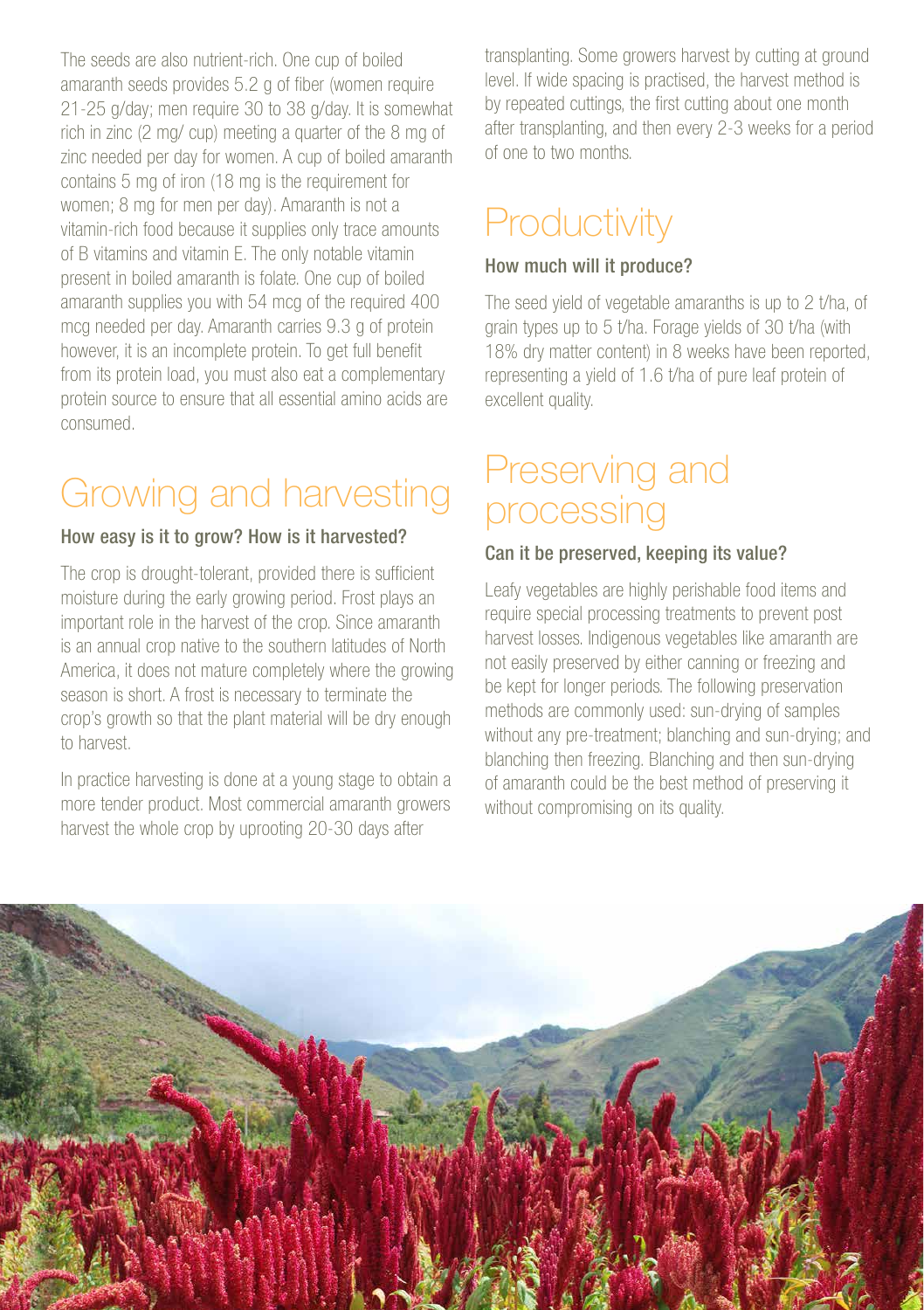The seeds are also nutrient-rich. One cup of boiled amaranth seeds provides 5.2 g of fiber (women require 21-25 g/day; men require 30 to 38 g/day. It is somewhat rich in zinc (2 mg/ cup) meeting a quarter of the 8 mg of zinc needed per day for women. A cup of boiled amaranth contains 5 mg of iron (18 mg is the requirement for women; 8 mg for men per day). Amaranth is not a vitamin-rich food because it supplies only trace amounts of B vitamins and vitamin E. The only notable vitamin present in boiled amaranth is folate. One cup of boiled amaranth supplies you with 54 mcg of the required 400 mcg needed per day. Amaranth carries 9.3 g of protein however, it is an incomplete protein. To get full benefit from its protein load, you must also eat a complementary protein source to ensure that all essential amino acids are consumed.

# Growing and harvesting

**How easy is it to grow? How is it harvested?**

The crop is drought-tolerant, provided there is sufficient moisture during the early growing period. Frost plays an important role in the harvest of the crop. Since amaranth is an annual crop native to the southern latitudes of North America, it does not mature completely where the growing season is short. A frost is necessary to terminate the crop's growth so that the plant material will be dry enough to harvest.

In practice harvesting is done at a young stage to obtain a more tender product. Most commercial amaranth growers harvest the whole crop by uprooting 20-30 days after transplanting. Some growers harvest by cutting at ground level. If wide spacing is practised, the harvest method is by repeated cuttings, the first cutting about one month after transplanting, and then every 2-3 weeks for a period of one to two months.

# Productivity

**How much will it produce?**

The seed yield of vegetable amaranths is up to 2 t/ha, of grain types up to 5 t/ha. Forage yields of 30 t/ha (with 18% dry matter content) in 8 weeks have been reported, representing a yield of 1.6 t/ha of pure leaf protein of excellent quality.

# Preserving and processing

**Can it be preserved, keeping its value?**

Leafy vegetables are highly perishable food items and require special processing treatments to prevent post harvest losses. Indigenous vegetables like amaranth are not easily preserved by either canning or freezing and be kept for longer periods. The following preservation methods are commonly used: sun-drying of samples without any pre-treatment; blanching and sun-drying; and blanching then freezing. Blanching and then sun-drying of amaranth could be the best method of preserving it without compromising on its quality.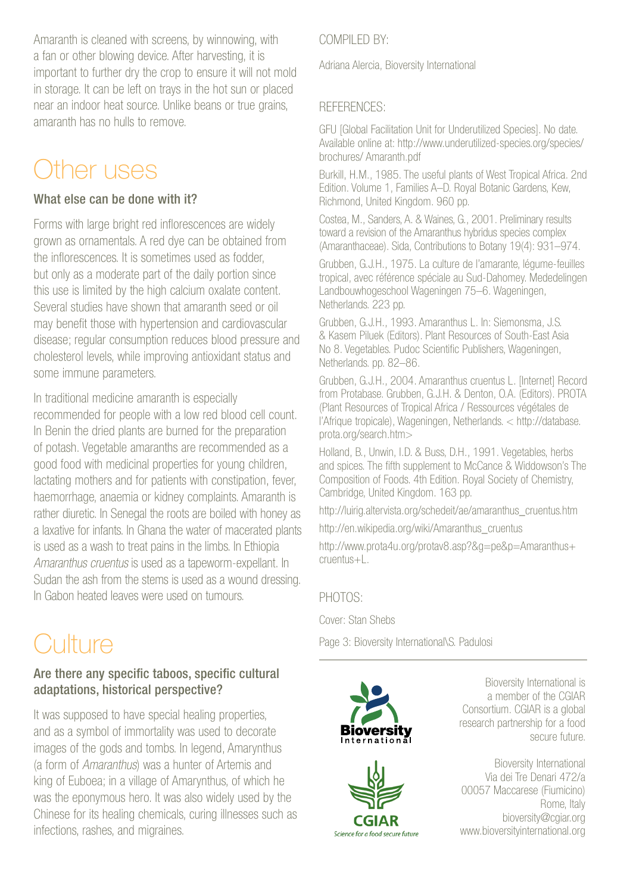Amaranth is cleaned with screens, by winnowing, with a fan or other blowing device. After harvesting, it is important to further dry the crop to ensure it will not mold in storage. It can be left on trays in the hot sun or placed near an indoor heat source. Unlike beans or true grains, amaranth has no hulls to remove.

# Other uses

### What else can be done with it?

Forms with large bright red inflorescences are widely grown as ornamentals. A red dye can be obtained from the inflorescences. It is sometimes used as fodder, but only as a moderate part of the daily portion since this use is limited by the high calcium oxalate content. Several studies have shown that amaranth seed or oil may benefit those with hypertension and cardiovascular disease; regular consumption reduces blood pressure and cholesterol levels, while improving antioxidant status and some immune parameters.

In traditional medicine amaranth is especially recommended for people with a low red blood cell count. In Benin the dried plants are burned for the preparation of potash. Vegetable amaranths are recommended as a good food with medicinal properties for young children, lactating mothers and for patients with constipation, fever, haemorrhage, anaemia or kidney complaints. Amaranth is rather diuretic. In Senegal the roots are boiled with honey as a laxative for infants. In Ghana the water of macerated plants is used as a wash to treat pains in the limbs. In Ethiopia *Amaranthus cruentus* is used as a tapeworm-expellant. In Sudan the ash from the stems is used as a wound dressing. In Gabon heated leaves were used on tumours.

# Culture

### Are there any specific taboos, specific cultural adaptations, historical perspective?

It was supposed to have special healing properties, and as a symbol of immortality was used to decorate images of the gods and tombs. In legend, Amarynthus (a form of *Amaranthus*) was a hunter of Artemis and king of Euboea; in a village of Amarynthus, of which he was the eponymous hero. It was also widely used by the Chinese for its healing chemicals, curing illnesses such as infections, rashes, and migraines.

COMPILED BY:

Adriana Alercia, Bioversity International

REFERENCES:

GFU [Global Facilitation Unit for Underutilized Species]. No date. Available online at: http://www.underutilized-species.org/species/brochures/ Amaranth.pdf

Burkill, H.M., 1985. The useful plants of West Tropical Africa. 2nd Edition. Volume 1, Families A–D. Royal Botanic Gardens, Kew, Richmond, United Kingdom. 960 pp.

Costea, M., Sanders, A. & Waines, G., 2001. Preliminary results toward a revision of the Amaranthus hybridus species complex (Amaranthaceae). Sida, Contributions to Botany 19(4): 931–974.

Grubben, G.J.H., 1975. La culture de l'amarante, légume-feuilles tropical, avec référence spéciale au Sud-Dahomey. Mededelingen Landbouwhogeschool Wageningen 75–6. Wageningen, Netherlands. 223 pp.

Grubben, G.J.H., 1993. Amaranthus L. In: Siemonsma, J.S. & Kasem Piluek (Editors). Plant Resources of South-East Asia No 8. Vegetables. Pudoc Scientific Publishers, Wageningen, Netherlands. pp. 82–86.

Grubben, G.J.H., 2004. Amaranthus cruentus L. [Internet] Record from Protabase. Grubben, G.J.H. & Denton, O.A. (Editors). PROTA (Plant Resources of Tropical Africa / Ressources végétales de l'Afrique tropicale), Wageningen, Netherlands. < http://database.prota.org/search.htm>

Holland, B., Unwin, I.D. & Buss, D.H., 1991. Vegetables, herbs and spices. The fifth supplement to McCance & Widdowson's The Composition of Foods. 4th Edition. Royal Society of Chemistry, Cambridge, United Kingdom. 163 pp.

http://luirig.altervista.org/schedeit/ae/amaranthus_cruentus.htm

http://en.wikipedia.org/wiki/Amaranthus_cruentus

http://www.prota4u.org/protav8.asp?&g=pe&p=Amaranthus+cruentus+L.

PHOTOS:

Cover: Stan Shebs

Page 3: Bioversity International\S. Padulosi

Bioversity International is a member of the CGIAR Consortium. CGIAR is a global research partnership for a food secure future.

Bioversity International
Via dei Tre Denari 472/a
00057 Maccarese (Fiumicino)
Rome, Italy
bioversity@cgiar.org
www.bioversityinternational.org